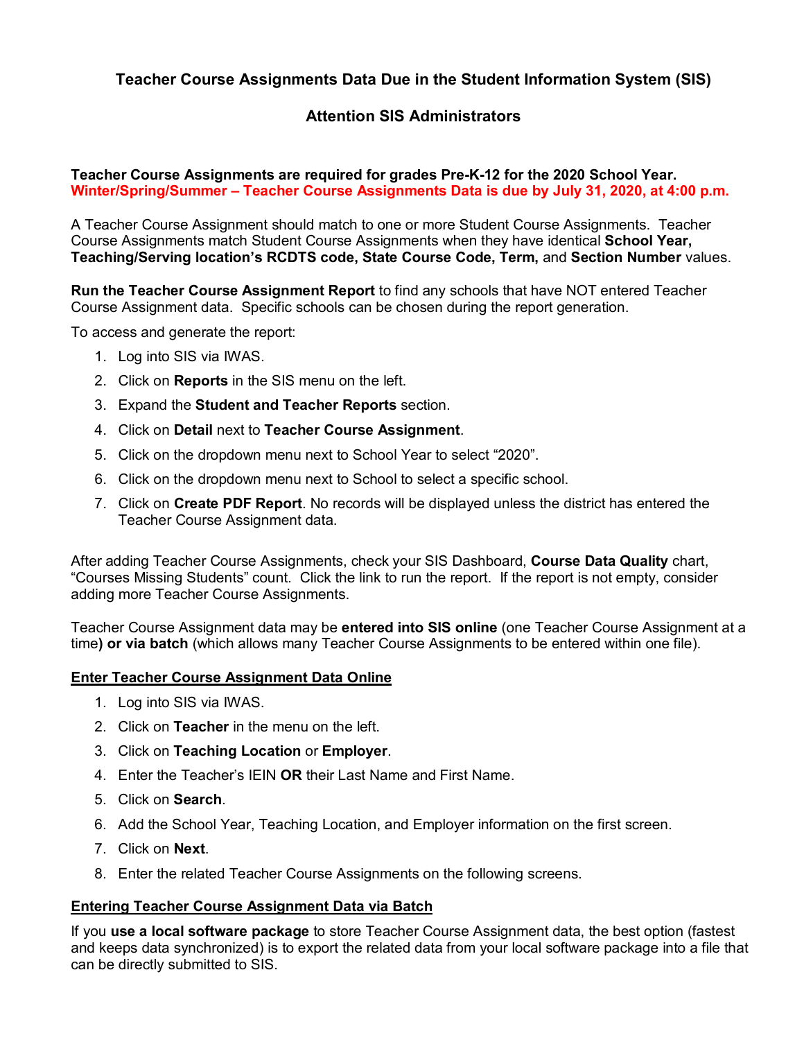# Teacher Course Assignments Data Due in the Student Information System (SIS)

## Attention SIS Administrators

**Teacher Course Assignments are required for grades Pre-K-12 for the 2020 School Year.**
**Winter/Spring/Summer – Teacher Course Assignments Data is due by July 31, 2020, at 4:00 p.m.**

A Teacher Course Assignment should match to one or more Student Course Assignments. Teacher Course Assignments match Student Course Assignments when they have identical **School Year, Teaching/Serving location's RCDTS code, State Course Code, Term,** and **Section Number** values.

**Run the Teacher Course Assignment Report** to find any schools that have NOT entered Teacher Course Assignment data. Specific schools can be chosen during the report generation.

To access and generate the report:

1. Log into SIS via IWAS.
2. Click on **Reports** in the SIS menu on the left.
3. Expand the **Student and Teacher Reports** section.
4. Click on **Detail** next to **Teacher Course Assignment**.
5. Click on the dropdown menu next to School Year to select "2020".
6. Click on the dropdown menu next to School to select a specific school.
7. Click on **Create PDF Report**. No records will be displayed unless the district has entered the Teacher Course Assignment data.

After adding Teacher Course Assignments, check your SIS Dashboard, **Course Data Quality** chart, "Courses Missing Students" count. Click the link to run the report. If the report is not empty, consider adding more Teacher Course Assignments.

Teacher Course Assignment data may be **entered into SIS online** (one Teacher Course Assignment at a time**) or via batch** (which allows many Teacher Course Assignments to be entered within one file).

### Enter Teacher Course Assignment Data Online

1. Log into SIS via IWAS.
2. Click on **Teacher** in the menu on the left.
3. Click on **Teaching Location** or **Employer**.
4. Enter the Teacher's IEIN **OR** their Last Name and First Name.
5. Click on **Search**.
6. Add the School Year, Teaching Location, and Employer information on the first screen.
7. Click on **Next**.
8. Enter the related Teacher Course Assignments on the following screens.

### Entering Teacher Course Assignment Data via Batch

If you **use a local software package** to store Teacher Course Assignment data, the best option (fastest and keeps data synchronized) is to export the related data from your local software package into a file that can be directly submitted to SIS.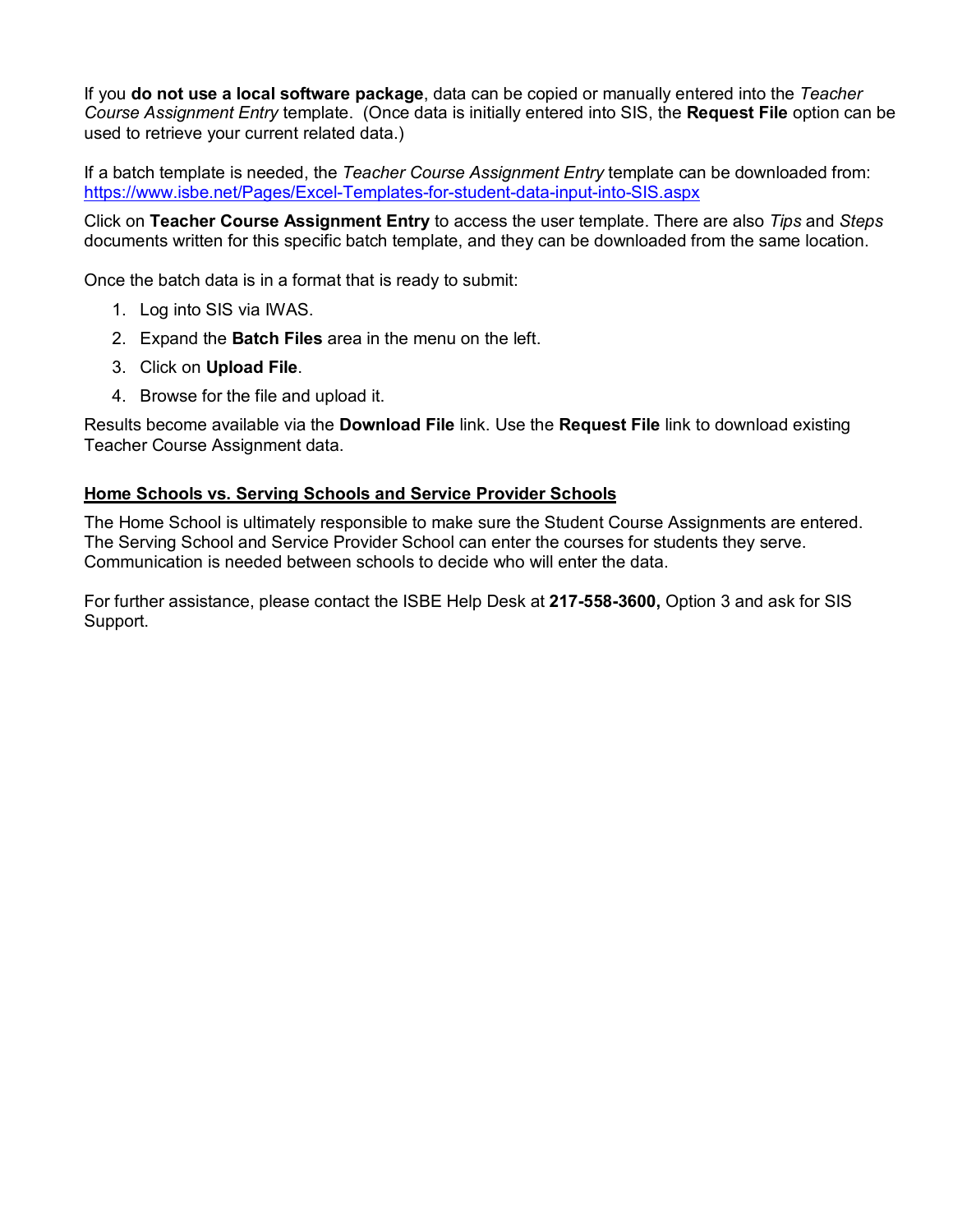If you **do not use a local software package**, data can be copied or manually entered into the *Teacher Course Assignment Entry* template. (Once data is initially entered into SIS, the **Request File** option can be used to retrieve your current related data.)

If a batch template is needed, the *Teacher Course Assignment Entry* template can be downloaded from: [https://www.isbe.net/Pages/Excel-Templates-for-student-data-input-into-SIS.aspx](https://www.isbe.net/Pages/Excel-Templates-for-student-data-input-into-SIS.aspx)

Click on **Teacher Course Assignment Entry** to access the user template. There are also *Tips* and *Steps* documents written for this specific batch template, and they can be downloaded from the same location.

Once the batch data is in a format that is ready to submit:

1. Log into SIS via IWAS.
2. Expand the **Batch Files** area in the menu on the left.
3. Click on **Upload File**.
4. Browse for the file and upload it.

Results become available via the **Download File** link. Use the **Request File** link to download existing Teacher Course Assignment data.

**Home Schools vs. Serving Schools and Service Provider Schools**

The Home School is ultimately responsible to make sure the Student Course Assignments are entered. The Serving School and Service Provider School can enter the courses for students they serve. Communication is needed between schools to decide who will enter the data.

For further assistance, please contact the ISBE Help Desk at **217-558-3600,** Option 3 and ask for SIS Support.